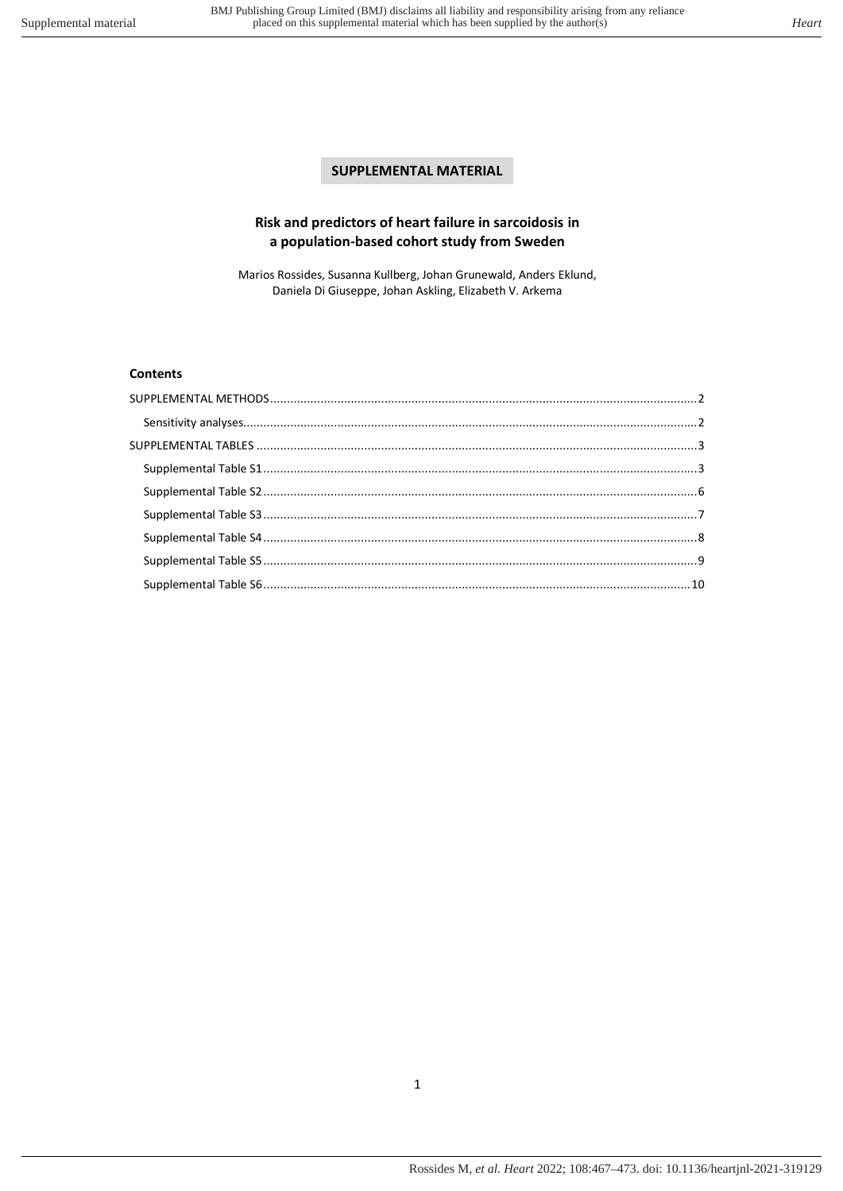# SUPPLEMENTAL MATERIAL

## Risk and predictors of heart failure in sarcoidosis in a population-based cohort study from Sweden

Marios Rossides, Susanna Kullberg, Johan Grunewald, Anders Eklund, Daniela Di Giuseppe, Johan Askling, Elizabeth V. Arkema

### Contents

SUPPLEMENTAL METHODS .......... 2

- Sensitivity analyses .......... 2

SUPPLEMENTAL TABLES .......... 3

- Supplemental Table S1 .......... 3
- Supplemental Table S2 .......... 6
- Supplemental Table S3 .......... 7
- Supplemental Table S4 .......... 8
- Supplemental Table S5 .......... 9
- Supplemental Table S6 .......... 10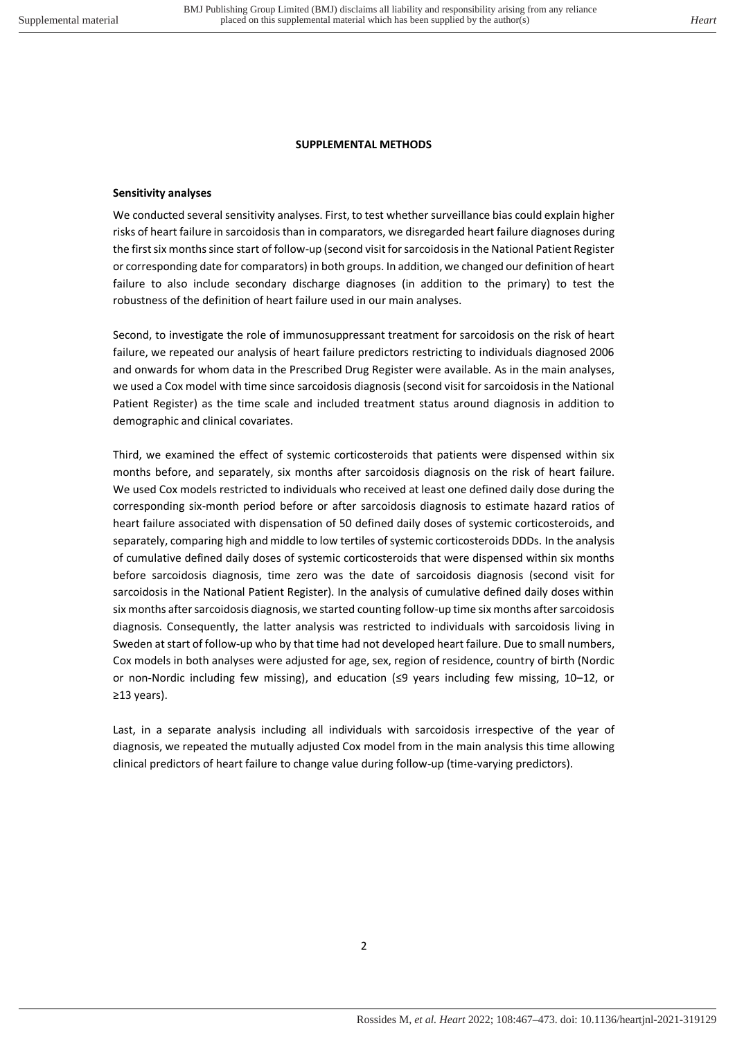## SUPPLEMENTAL METHODS

### Sensitivity analyses

We conducted several sensitivity analyses. First, to test whether surveillance bias could explain higher risks of heart failure in sarcoidosis than in comparators, we disregarded heart failure diagnoses during the first six months since start of follow-up (second visit for sarcoidosis in the National Patient Register or corresponding date for comparators) in both groups. In addition, we changed our definition of heart failure to also include secondary discharge diagnoses (in addition to the primary) to test the robustness of the definition of heart failure used in our main analyses.

Second, to investigate the role of immunosuppressant treatment for sarcoidosis on the risk of heart failure, we repeated our analysis of heart failure predictors restricting to individuals diagnosed 2006 and onwards for whom data in the Prescribed Drug Register were available. As in the main analyses, we used a Cox model with time since sarcoidosis diagnosis (second visit for sarcoidosis in the National Patient Register) as the time scale and included treatment status around diagnosis in addition to demographic and clinical covariates.

Third, we examined the effect of systemic corticosteroids that patients were dispensed within six months before, and separately, six months after sarcoidosis diagnosis on the risk of heart failure. We used Cox models restricted to individuals who received at least one defined daily dose during the corresponding six-month period before or after sarcoidosis diagnosis to estimate hazard ratios of heart failure associated with dispensation of 50 defined daily doses of systemic corticosteroids, and separately, comparing high and middle to low tertiles of systemic corticosteroids DDDs. In the analysis of cumulative defined daily doses of systemic corticosteroids that were dispensed within six months before sarcoidosis diagnosis, time zero was the date of sarcoidosis diagnosis (second visit for sarcoidosis in the National Patient Register). In the analysis of cumulative defined daily doses within six months after sarcoidosis diagnosis, we started counting follow-up time six months after sarcoidosis diagnosis. Consequently, the latter analysis was restricted to individuals with sarcoidosis living in Sweden at start of follow-up who by that time had not developed heart failure. Due to small numbers, Cox models in both analyses were adjusted for age, sex, region of residence, country of birth (Nordic or non-Nordic including few missing), and education (≤9 years including few missing, 10–12, or ≥13 years).

Last, in a separate analysis including all individuals with sarcoidosis irrespective of the year of diagnosis, we repeated the mutually adjusted Cox model from in the main analysis this time allowing clinical predictors of heart failure to change value during follow-up (time-varying predictors).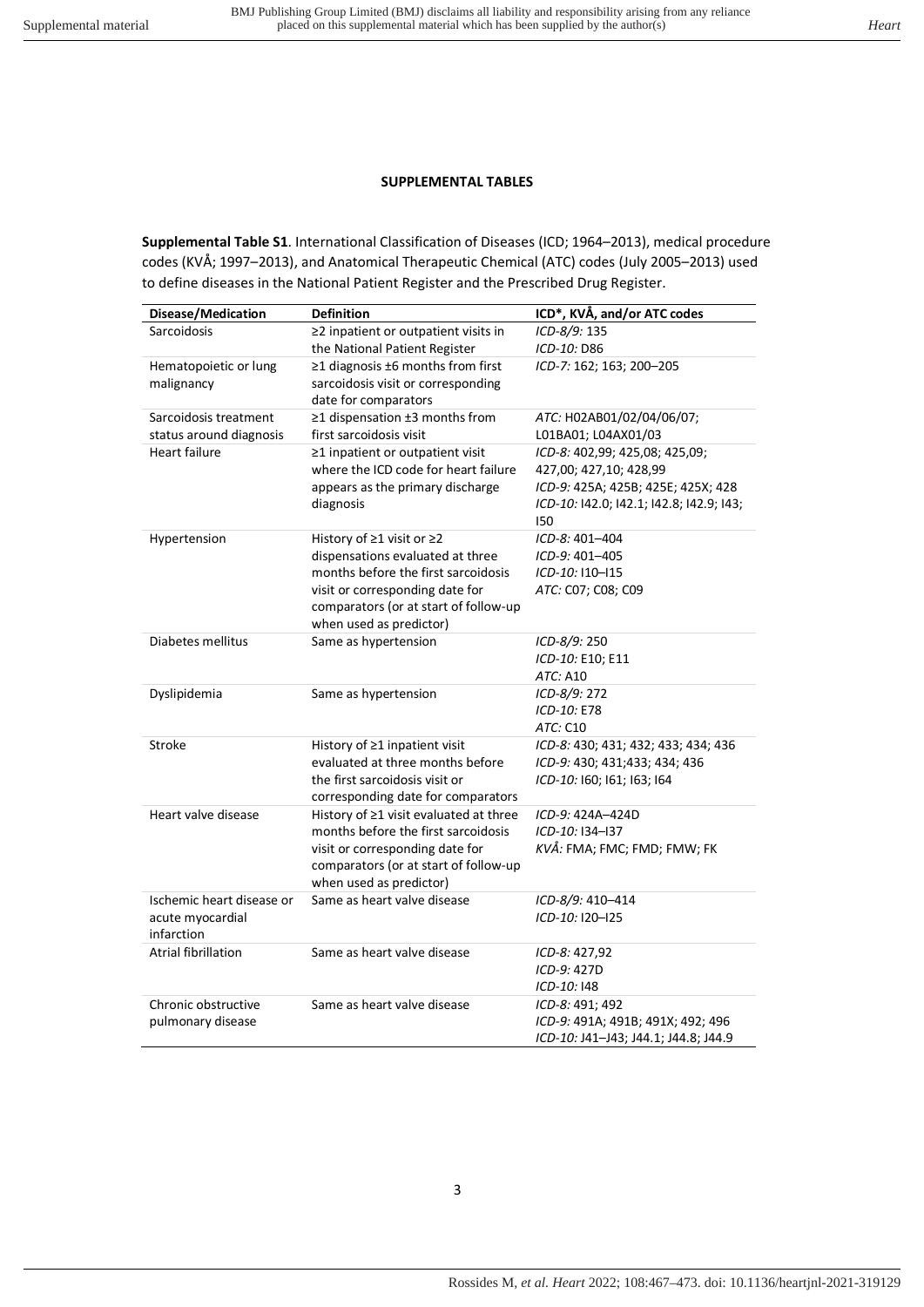**SUPPLEMENTAL TABLES**

**Supplemental Table S1**. International Classification of Diseases (ICD; 1964–2013), medical procedure codes (KVÅ; 1997–2013), and Anatomical Therapeutic Chemical (ATC) codes (July 2005–2013) used to define diseases in the National Patient Register and the Prescribed Drug Register.

| Disease/Medication | Definition | ICD*, KVÅ, and/or ATC codes |
|---|---|---|
| Sarcoidosis | ≥2 inpatient or outpatient visits in the National Patient Register | *ICD-8/9:* 135<br>*ICD-10:* D86 |
| Hematopoietic or lung malignancy | ≥1 diagnosis ±6 months from first sarcoidosis visit or corresponding date for comparators | *ICD-7:* 162; 163; 200–205 |
| Sarcoidosis treatment status around diagnosis | ≥1 dispensation ±3 months from first sarcoidosis visit | *ATC:* H02AB01/02/04/06/07; L01BA01; L04AX01/03 |
| Heart failure | ≥1 inpatient or outpatient visit where the ICD code for heart failure appears as the primary discharge diagnosis | *ICD-8:* 402,99; 425,08; 425,09; 427,00; 427,10; 428,99<br>*ICD-9:* 425A; 425B; 425E; 425X; 428<br>*ICD-10:* I42.0; I42.1; I42.8; I42.9; I43; I50 |
| Hypertension | History of ≥1 visit or ≥2 dispensations evaluated at three months before the first sarcoidosis visit or corresponding date for comparators (or at start of follow-up when used as predictor) | *ICD-8:* 401–404<br>*ICD-9:* 401–405<br>*ICD-10:* I10–I15<br>*ATC:* C07; C08; C09 |
| Diabetes mellitus | Same as hypertension | *ICD-8/9:* 250<br>*ICD-10:* E10; E11<br>*ATC:* A10 |
| Dyslipidemia | Same as hypertension | *ICD-8/9:* 272<br>*ICD-10:* E78<br>*ATC:* C10 |
| Stroke | History of ≥1 inpatient visit evaluated at three months before the first sarcoidosis visit or corresponding date for comparators | *ICD-8:* 430; 431; 432; 433; 434; 436<br>*ICD-9:* 430; 431;433; 434; 436<br>*ICD-10:* I60; I61; I63; I64 |
| Heart valve disease | History of ≥1 visit evaluated at three months before the first sarcoidosis visit or corresponding date for comparators (or at start of follow-up when used as predictor) | *ICD-9:* 424A–424D<br>*ICD-10:* I34–I37<br>*KVÅ:* FMA; FMC; FMD; FMW; FK |
| Ischemic heart disease or acute myocardial infarction | Same as heart valve disease | *ICD-8/9:* 410–414<br>*ICD-10:* I20–I25 |
| Atrial fibrillation | Same as heart valve disease | *ICD-8:* 427,92<br>*ICD-9:* 427D<br>*ICD-10:* I48 |
| Chronic obstructive pulmonary disease | Same as heart valve disease | *ICD-8:* 491; 492<br>*ICD-9:* 491A; 491B; 491X; 492; 496<br>*ICD-10:* J41–J43; J44.1; J44.8; J44.9 |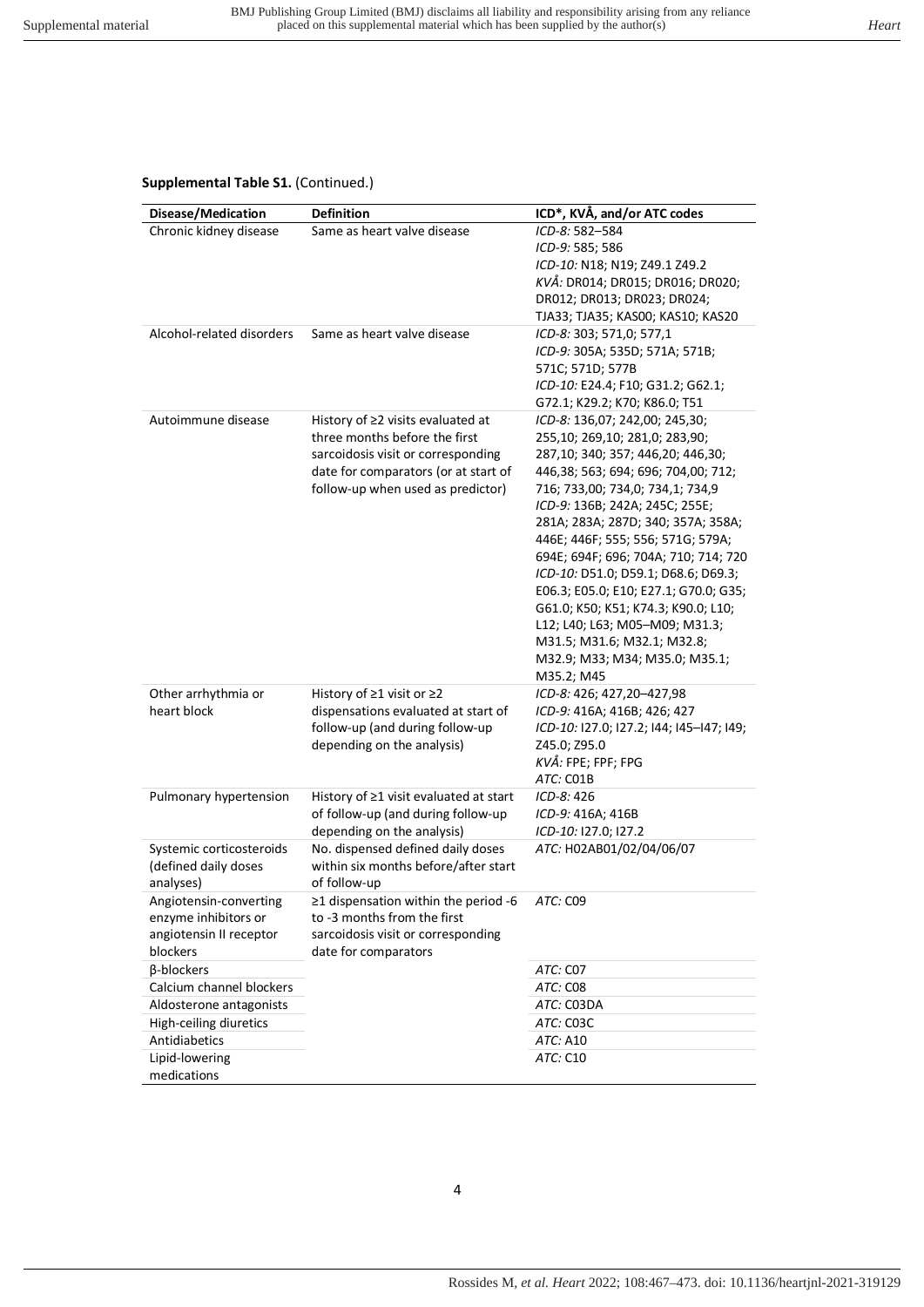**Supplemental Table S1.** (Continued.)

| Disease/Medication | Definition | ICD*, KVÅ, and/or ATC codes |
|---|---|---|
| Chronic kidney disease | Same as heart valve disease | *ICD-8:* 582–584<br>*ICD-9:* 585; 586<br>*ICD-10:* N18; N19; Z49.1 Z49.2<br>*KVÅ:* DR014; DR015; DR016; DR020; DR012; DR013; DR023; DR024; TJA33; TJA35; KAS00; KAS10; KAS20 |
| Alcohol-related disorders | Same as heart valve disease | *ICD-8:* 303; 571,0; 577,1<br>*ICD-9:* 305A; 535D; 571A; 571B; 571C; 571D; 577B<br>*ICD-10:* E24.4; F10; G31.2; G62.1; G72.1; K29.2; K70; K86.0; T51 |
| Autoimmune disease | History of ≥2 visits evaluated at three months before the first sarcoidosis visit or corresponding date for comparators (or at start of follow-up when used as predictor) | *ICD-8:* 136,07; 242,00; 245,30; 255,10; 269,10; 281,0; 283,90; 287,10; 340; 357; 446,20; 446,30; 446,38; 563; 694; 696; 704,00; 712; 716; 733,00; 734,0; 734,1; 734,9<br>*ICD-9:* 136B; 242A; 245C; 255E; 281A; 283A; 287D; 340; 357A; 358A; 446E; 446F; 555; 556; 571G; 579A; 694E; 694F; 696; 704A; 710; 714; 720<br>*ICD-10:* D51.0; D59.1; D68.6; D69.3; E06.3; E05.0; E10; E27.1; G70.0; G35; G61.0; K50; K51; K74.3; K90.0; L10; L12; L40; L63; M05–M09; M31.3; M31.5; M31.6; M32.1; M32.8; M32.9; M33; M34; M35.0; M35.1; M35.2; M45 |
| Other arrhythmia or heart block | History of ≥1 visit or ≥2 dispensations evaluated at start of follow-up (and during follow-up depending on the analysis) | *ICD-8:* 426; 427,20–427,98<br>*ICD-9:* 416A; 416B; 426; 427<br>*ICD-10:* I27.0; I27.2; I44; I45–I47; I49; Z45.0; Z95.0<br>*KVÅ:* FPE; FPF; FPG<br>*ATC:* C01B |
| Pulmonary hypertension | History of ≥1 visit evaluated at start of follow-up (and during follow-up depending on the analysis) | *ICD-8:* 426<br>*ICD-9:* 416A; 416B<br>*ICD-10:* I27.0; I27.2 |
| Systemic corticosteroids (defined daily doses analyses) | No. dispensed defined daily doses within six months before/after start of follow-up | *ATC:* H02AB01/02/04/06/07 |
| Angiotensin-converting enzyme inhibitors or angiotensin II receptor blockers | ≥1 dispensation within the period -6 to -3 months from the first sarcoidosis visit or corresponding date for comparators | *ATC:* C09 |
| β-blockers | | *ATC:* C07 |
| Calcium channel blockers | | *ATC:* C08 |
| Aldosterone antagonists | | *ATC:* C03DA |
| High-ceiling diuretics | | *ATC:* C03C |
| Antidiabetics | | *ATC:* A10 |
| Lipid-lowering medications | | *ATC:* C10 |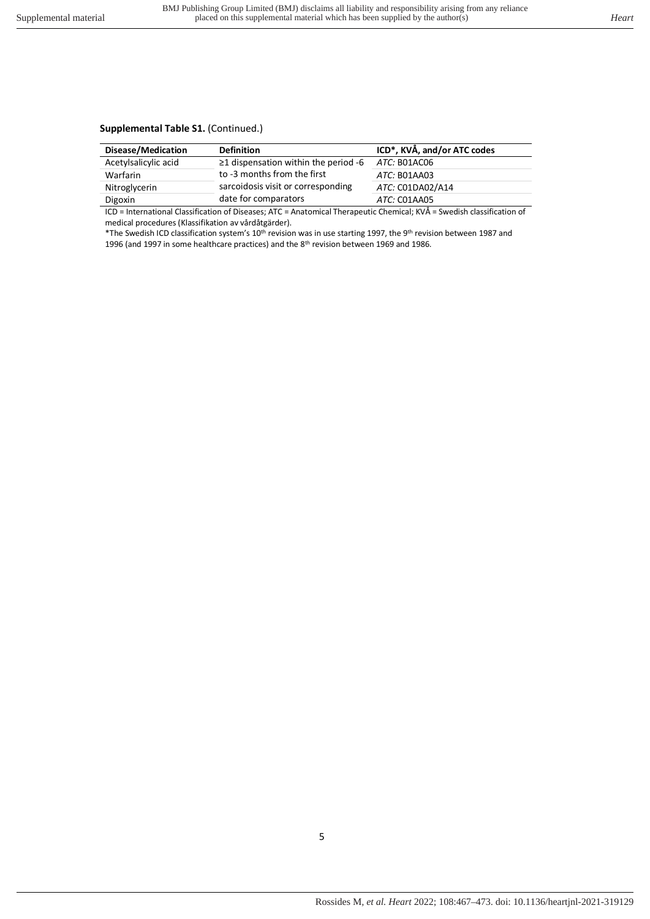**Supplemental Table S1.** (Continued.)

| Disease/Medication | Definition | ICD*, KVÅ, and/or ATC codes |
|---|---|---|
| Acetylsalicylic acid | ≥1 dispensation within the period -6 to -3 months from the first sarcoidosis visit or corresponding date for comparators | *ATC:* B01AC06 |
| Warfarin | | *ATC:* B01AA03 |
| Nitroglycerin | | *ATC:* C01DA02/A14 |
| Digoxin | | *ATC:* C01AA05 |

ICD = International Classification of Diseases; ATC = Anatomical Therapeutic Chemical; KVÅ = Swedish classification of medical procedures (Klassifikation av vårdåtgärder).

*The Swedish ICD classification system's 10th revision was in use starting 1997, the 9th revision between 1987 and 1996 (and 1997 in some healthcare practices) and the 8th revision between 1969 and 1986.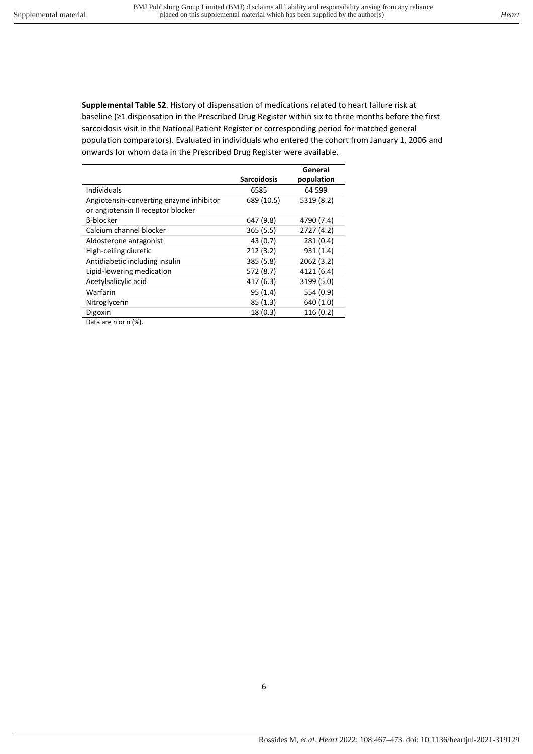**Supplemental Table S2**. History of dispensation of medications related to heart failure risk at baseline (≥1 dispensation in the Prescribed Drug Register within six to three months before the first sarcoidosis visit in the National Patient Register or corresponding period for matched general population comparators). Evaluated in individuals who entered the cohort from January 1, 2006 and onwards for whom data in the Prescribed Drug Register were available.

| | **Sarcoidosis** | **General population** |
|---|---|---|
| Individuals | 6585 | 64 599 |
| Angiotensin-converting enzyme inhibitor or angiotensin II receptor blocker | 689 (10.5) | 5319 (8.2) |
| β-blocker | 647 (9.8) | 4790 (7.4) |
| Calcium channel blocker | 365 (5.5) | 2727 (4.2) |
| Aldosterone antagonist | 43 (0.7) | 281 (0.4) |
| High-ceiling diuretic | 212 (3.2) | 931 (1.4) |
| Antidiabetic including insulin | 385 (5.8) | 2062 (3.2) |
| Lipid-lowering medication | 572 (8.7) | 4121 (6.4) |
| Acetylsalicylic acid | 417 (6.3) | 3199 (5.0) |
| Warfarin | 95 (1.4) | 554 (0.9) |
| Nitroglycerin | 85 (1.3) | 640 (1.0) |
| Digoxin | 18 (0.3) | 116 (0.2) |

Data are n or n (%).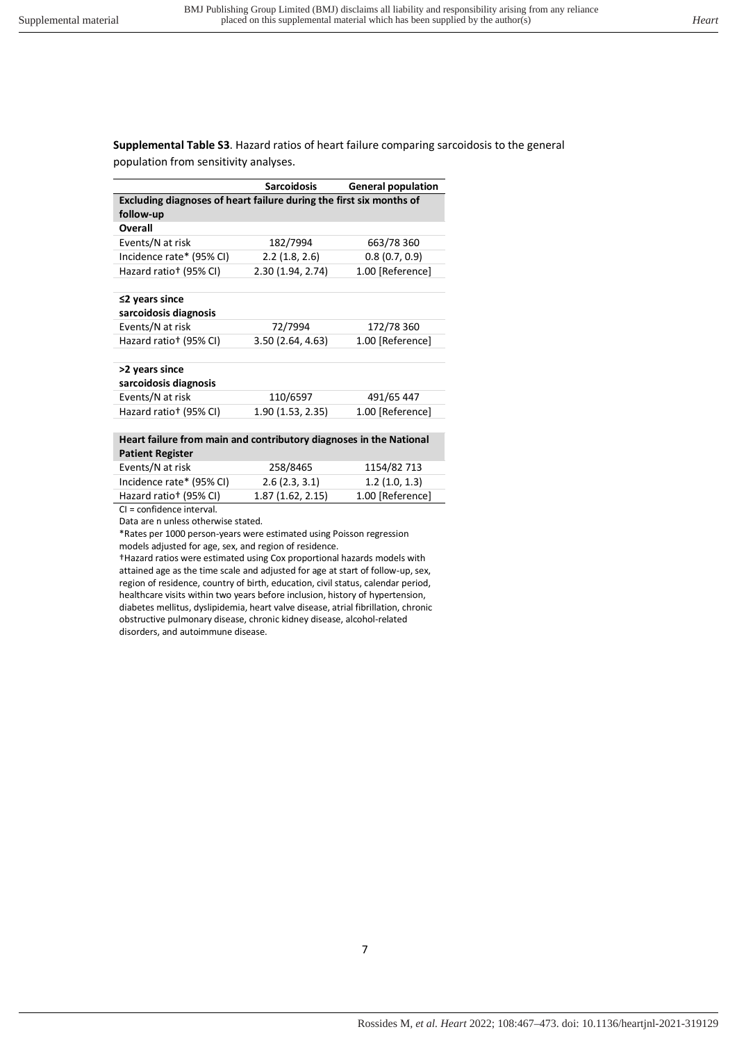**Supplemental Table S3**. Hazard ratios of heart failure comparing sarcoidosis to the general population from sensitivity analyses.

| | Sarcoidosis | General population |
|---|---|---|
| **Excluding diagnoses of heart failure during the first six months of follow-up** | | |
| **Overall** | | |
| Events/N at risk | 182/7994 | 663/78 360 |
| Incidence rate* (95% CI) | 2.2 (1.8, 2.6) | 0.8 (0.7, 0.9) |
| Hazard ratio† (95% CI) | 2.30 (1.94, 2.74) | 1.00 [Reference] |
| | | |
| **≤2 years since sarcoidosis diagnosis** | | |
| Events/N at risk | 72/7994 | 172/78 360 |
| Hazard ratio† (95% CI) | 3.50 (2.64, 4.63) | 1.00 [Reference] |
| | | |
| **>2 years since sarcoidosis diagnosis** | | |
| Events/N at risk | 110/6597 | 491/65 447 |
| Hazard ratio† (95% CI) | 1.90 (1.53, 2.35) | 1.00 [Reference] |
| | | |
| **Heart failure from main and contributory diagnoses in the National Patient Register** | | |
| Events/N at risk | 258/8465 | 1154/82 713 |
| Incidence rate* (95% CI) | 2.6 (2.3, 3.1) | 1.2 (1.0, 1.3) |
| Hazard ratio† (95% CI) | 1.87 (1.62, 2.15) | 1.00 [Reference] |

CI = confidence interval.

Data are n unless otherwise stated.

*Rates per 1000 person-years were estimated using Poisson regression models adjusted for age, sex, and region of residence.

†Hazard ratios were estimated using Cox proportional hazards models with attained age as the time scale and adjusted for age at start of follow-up, sex, region of residence, country of birth, education, civil status, calendar period, healthcare visits within two years before inclusion, history of hypertension, diabetes mellitus, dyslipidemia, heart valve disease, atrial fibrillation, chronic obstructive pulmonary disease, chronic kidney disease, alcohol-related disorders, and autoimmune disease.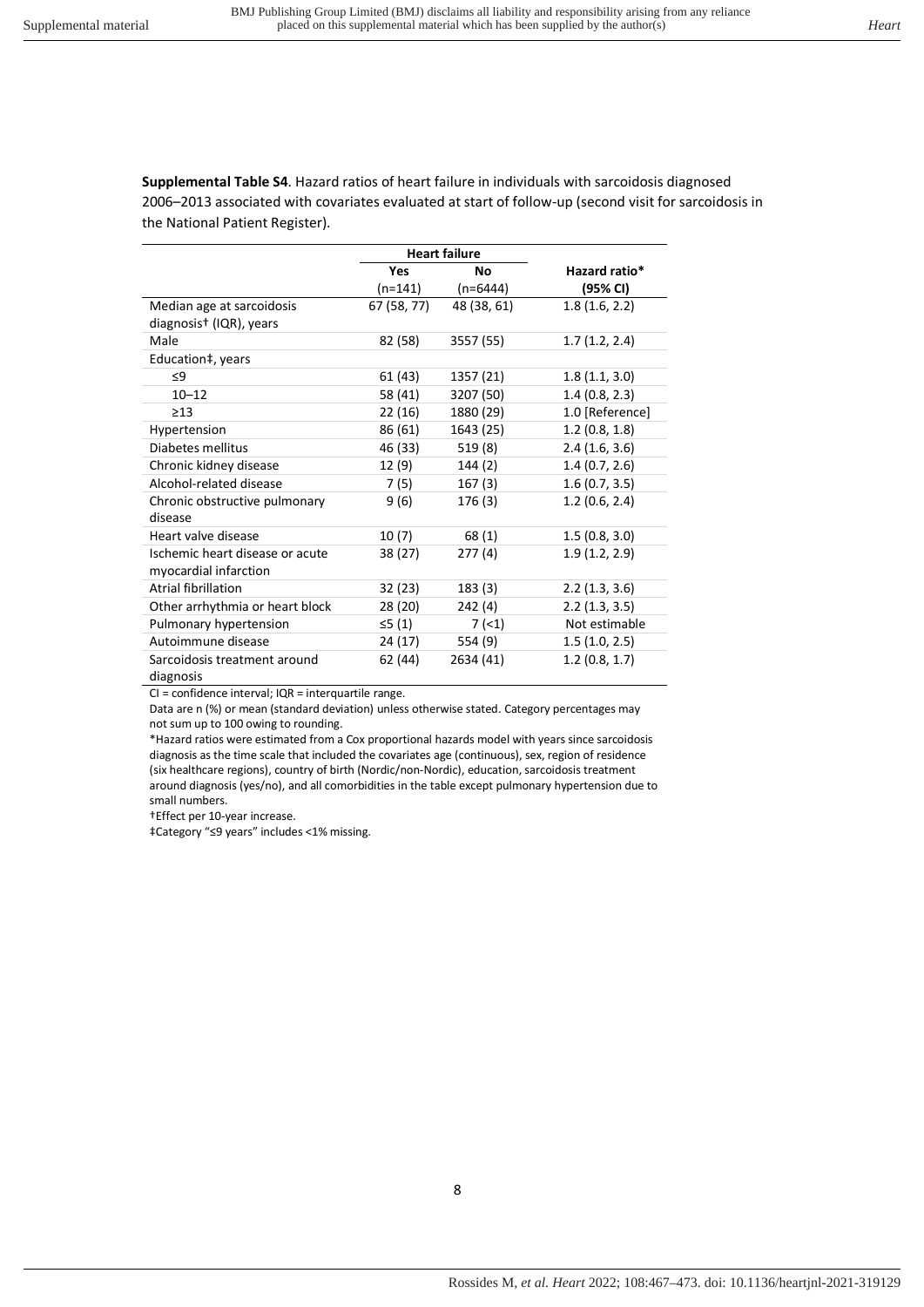**Supplemental Table S4**. Hazard ratios of heart failure in individuals with sarcoidosis diagnosed 2006–2013 associated with covariates evaluated at start of follow-up (second visit for sarcoidosis in the National Patient Register).

| | Heart failure | | |
|---|---|---|---|
| | Yes (n=141) | No (n=6444) | Hazard ratio* (95% CI) |
| Median age at sarcoidosis diagnosis† (IQR), years | 67 (58, 77) | 48 (38, 61) | 1.8 (1.6, 2.2) |
| Male | 82 (58) | 3557 (55) | 1.7 (1.2, 2.4) |
| Education‡, years | | | |
| ≤9 | 61 (43) | 1357 (21) | 1.8 (1.1, 3.0) |
| 10–12 | 58 (41) | 3207 (50) | 1.4 (0.8, 2.3) |
| ≥13 | 22 (16) | 1880 (29) | 1.0 [Reference] |
| Hypertension | 86 (61) | 1643 (25) | 1.2 (0.8, 1.8) |
| Diabetes mellitus | 46 (33) | 519 (8) | 2.4 (1.6, 3.6) |
| Chronic kidney disease | 12 (9) | 144 (2) | 1.4 (0.7, 2.6) |
| Alcohol-related disease | 7 (5) | 167 (3) | 1.6 (0.7, 3.5) |
| Chronic obstructive pulmonary disease | 9 (6) | 176 (3) | 1.2 (0.6, 2.4) |
| Heart valve disease | 10 (7) | 68 (1) | 1.5 (0.8, 3.0) |
| Ischemic heart disease or acute myocardial infarction | 38 (27) | 277 (4) | 1.9 (1.2, 2.9) |
| Atrial fibrillation | 32 (23) | 183 (3) | 2.2 (1.3, 3.6) |
| Other arrhythmia or heart block | 28 (20) | 242 (4) | 2.2 (1.3, 3.5) |
| Pulmonary hypertension | ≤5 (1) | 7 (<1) | Not estimable |
| Autoimmune disease | 24 (17) | 554 (9) | 1.5 (1.0, 2.5) |
| Sarcoidosis treatment around diagnosis | 62 (44) | 2634 (41) | 1.2 (0.8, 1.7) |

CI = confidence interval; IQR = interquartile range.

Data are n (%) or mean (standard deviation) unless otherwise stated. Category percentages may not sum up to 100 owing to rounding.

*Hazard ratios were estimated from a Cox proportional hazards model with years since sarcoidosis diagnosis as the time scale that included the covariates age (continuous), sex, region of residence (six healthcare regions), country of birth (Nordic/non-Nordic), education, sarcoidosis treatment around diagnosis (yes/no), and all comorbidities in the table except pulmonary hypertension due to small numbers.

†Effect per 10-year increase.

‡Category "≤9 years" includes <1% missing.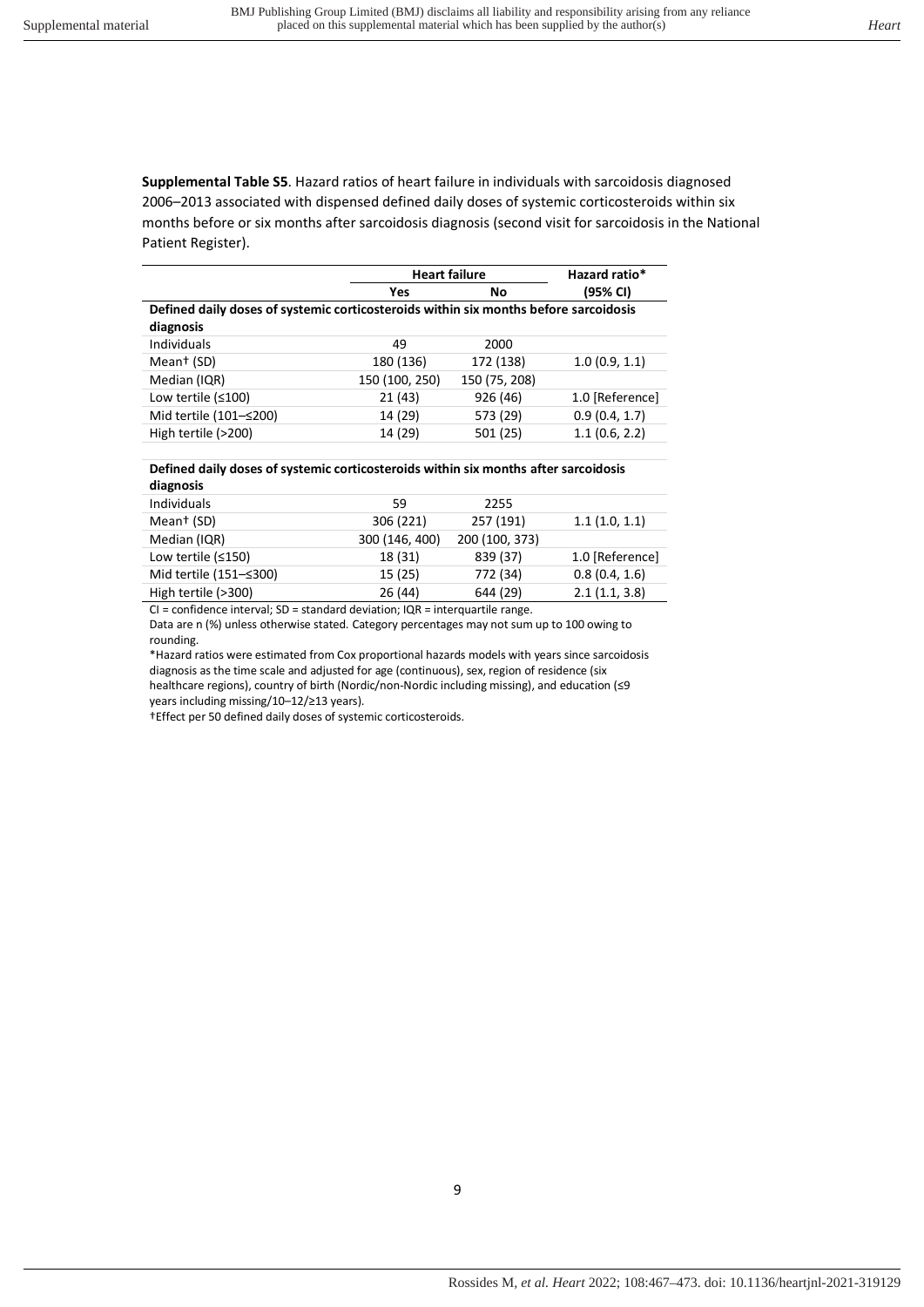**Supplemental Table S5**. Hazard ratios of heart failure in individuals with sarcoidosis diagnosed 2006–2013 associated with dispensed defined daily doses of systemic corticosteroids within six months before or six months after sarcoidosis diagnosis (second visit for sarcoidosis in the National Patient Register).

| | Heart failure | | Hazard ratio* |
|---|---|---|---|
| | Yes | No | (95% CI) |
| **Defined daily doses of systemic corticosteroids within six months before sarcoidosis diagnosis** | | | |
| Individuals | 49 | 2000 | |
| Mean† (SD) | 180 (136) | 172 (138) | 1.0 (0.9, 1.1) |
| Median (IQR) | 150 (100, 250) | 150 (75, 208) | |
| Low tertile (≤100) | 21 (43) | 926 (46) | 1.0 [Reference] |
| Mid tertile (101–≤200) | 14 (29) | 573 (29) | 0.9 (0.4, 1.7) |
| High tertile (>200) | 14 (29) | 501 (25) | 1.1 (0.6, 2.2) |
| **Defined daily doses of systemic corticosteroids within six months after sarcoidosis diagnosis** | | | |
| Individuals | 59 | 2255 | |
| Mean† (SD) | 306 (221) | 257 (191) | 1.1 (1.0, 1.1) |
| Median (IQR) | 300 (146, 400) | 200 (100, 373) | |
| Low tertile (≤150) | 18 (31) | 839 (37) | 1.0 [Reference] |
| Mid tertile (151–≤300) | 15 (25) | 772 (34) | 0.8 (0.4, 1.6) |
| High tertile (>300) | 26 (44) | 644 (29) | 2.1 (1.1, 3.8) |

CI = confidence interval; SD = standard deviation; IQR = interquartile range.

Data are n (%) unless otherwise stated. Category percentages may not sum up to 100 owing to rounding.

*Hazard ratios were estimated from Cox proportional hazards models with years since sarcoidosis diagnosis as the time scale and adjusted for age (continuous), sex, region of residence (six healthcare regions), country of birth (Nordic/non-Nordic including missing), and education (≤9 years including missing/10–12/≥13 years).

†Effect per 50 defined daily doses of systemic corticosteroids.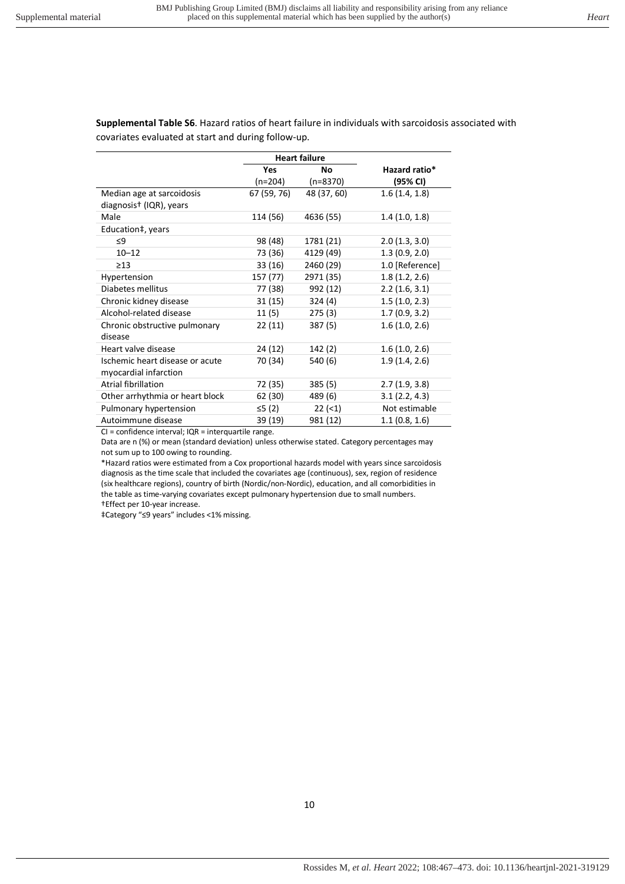**Supplemental Table S6**. Hazard ratios of heart failure in individuals with sarcoidosis associated with covariates evaluated at start and during follow-up.

| | Heart failure | | |
|---|---|---|---|
| | Yes (n=204) | No (n=8370) | Hazard ratio* (95% CI) |
| Median age at sarcoidosis diagnosis† (IQR), years | 67 (59, 76) | 48 (37, 60) | 1.6 (1.4, 1.8) |
| Male | 114 (56) | 4636 (55) | 1.4 (1.0, 1.8) |
| Education‡, years | | | |
| ≤9 | 98 (48) | 1781 (21) | 2.0 (1.3, 3.0) |
| 10–12 | 73 (36) | 4129 (49) | 1.3 (0.9, 2.0) |
| ≥13 | 33 (16) | 2460 (29) | 1.0 [Reference] |
| Hypertension | 157 (77) | 2971 (35) | 1.8 (1.2, 2.6) |
| Diabetes mellitus | 77 (38) | 992 (12) | 2.2 (1.6, 3.1) |
| Chronic kidney disease | 31 (15) | 324 (4) | 1.5 (1.0, 2.3) |
| Alcohol-related disease | 11 (5) | 275 (3) | 1.7 (0.9, 3.2) |
| Chronic obstructive pulmonary disease | 22 (11) | 387 (5) | 1.6 (1.0, 2.6) |
| Heart valve disease | 24 (12) | 142 (2) | 1.6 (1.0, 2.6) |
| Ischemic heart disease or acute myocardial infarction | 70 (34) | 540 (6) | 1.9 (1.4, 2.6) |
| Atrial fibrillation | 72 (35) | 385 (5) | 2.7 (1.9, 3.8) |
| Other arrhythmia or heart block | 62 (30) | 489 (6) | 3.1 (2.2, 4.3) |
| Pulmonary hypertension | ≤5 (2) | 22 (<1) | Not estimable |
| Autoimmune disease | 39 (19) | 981 (12) | 1.1 (0.8, 1.6) |

CI = confidence interval; IQR = interquartile range.

Data are n (%) or mean (standard deviation) unless otherwise stated. Category percentages may not sum up to 100 owing to rounding.

*Hazard ratios were estimated from a Cox proportional hazards model with years since sarcoidosis diagnosis as the time scale that included the covariates age (continuous), sex, region of residence (six healthcare regions), country of birth (Nordic/non-Nordic), education, and all comorbidities in the table as time-varying covariates except pulmonary hypertension due to small numbers.

†Effect per 10-year increase.

‡Category "≤9 years" includes <1% missing.